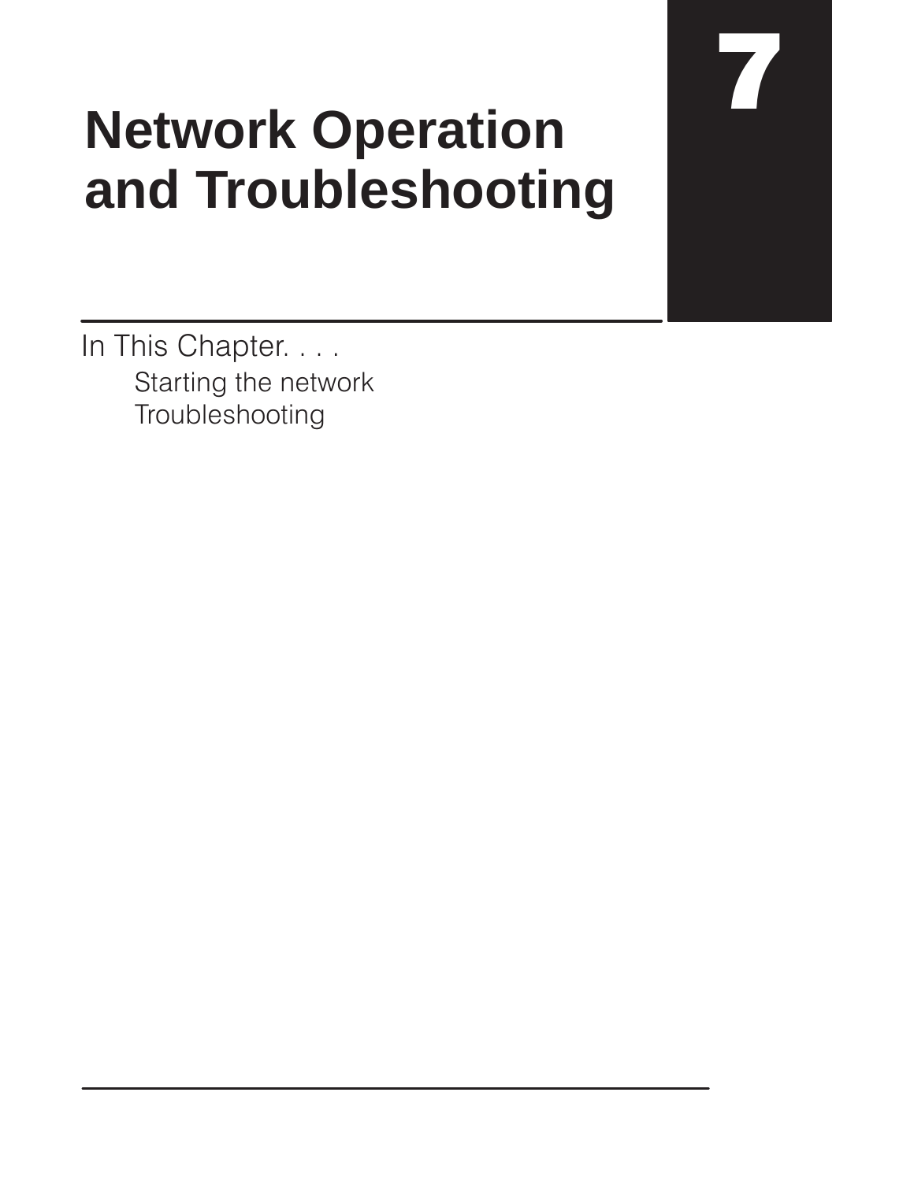# 7

# Network Operation and Troubleshooting

In This Chapter. . . .

- Starting the network
- Troubleshooting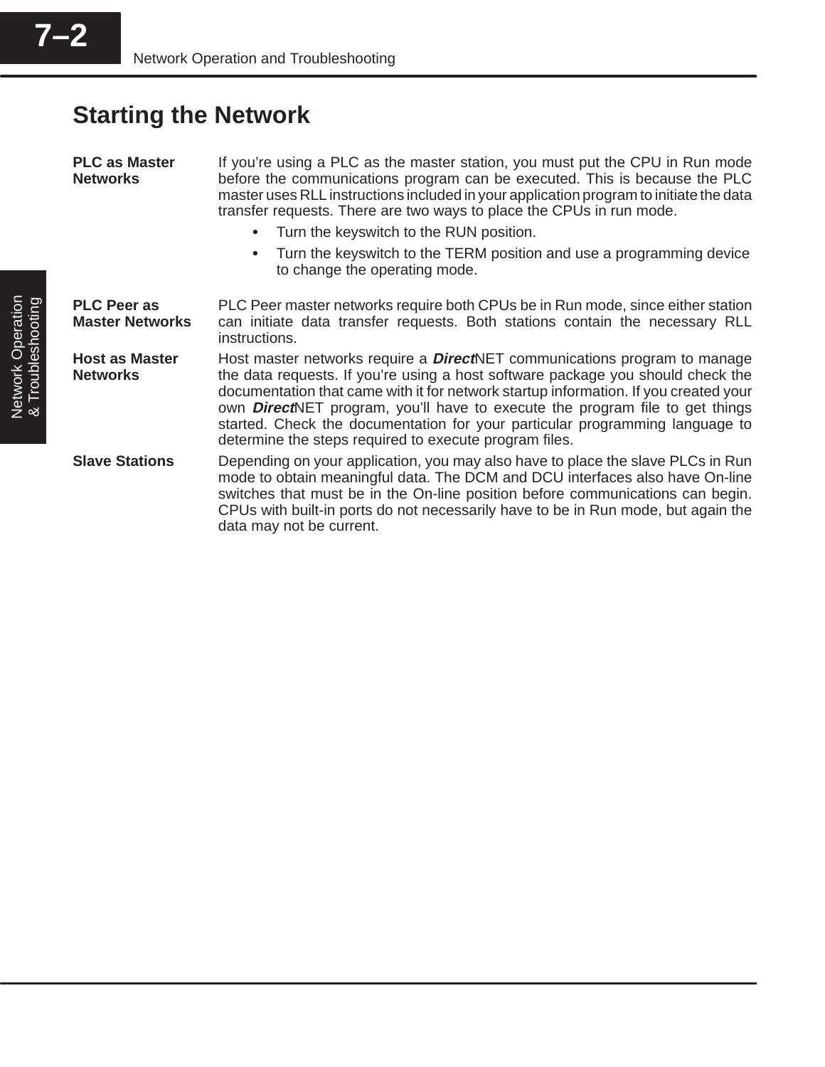## Starting the Network

**PLC as Master Networks**

If you're using a PLC as the master station, you must put the CPU in Run mode before the communications program can be executed. This is because the PLC master uses RLL instructions included in your application program to initiate the data transfer requests. There are two ways to place the CPUs in run mode.

- Turn the keyswitch to the RUN position.
- Turn the keyswitch to the TERM position and use a programming device to change the operating mode.

**PLC Peer as Master Networks**

PLC Peer master networks require both CPUs be in Run mode, since either station can initiate data transfer requests. Both stations contain the necessary RLL instructions.

**Host as Master Networks**

Host master networks require a ***Direct***NET communications program to manage the data requests. If you're using a host software package you should check the documentation that came with it for network startup information. If you created your own ***Direct***NET program, you'll have to execute the program file to get things started. Check the documentation for your particular programming language to determine the steps required to execute program files.

**Slave Stations**

Depending on your application, you may also have to place the slave PLCs in Run mode to obtain meaningful data. The DCM and DCU interfaces also have On-line switches that must be in the On-line position before communications can begin. CPUs with built-in ports do not necessarily have to be in Run mode, but again the data may not be current.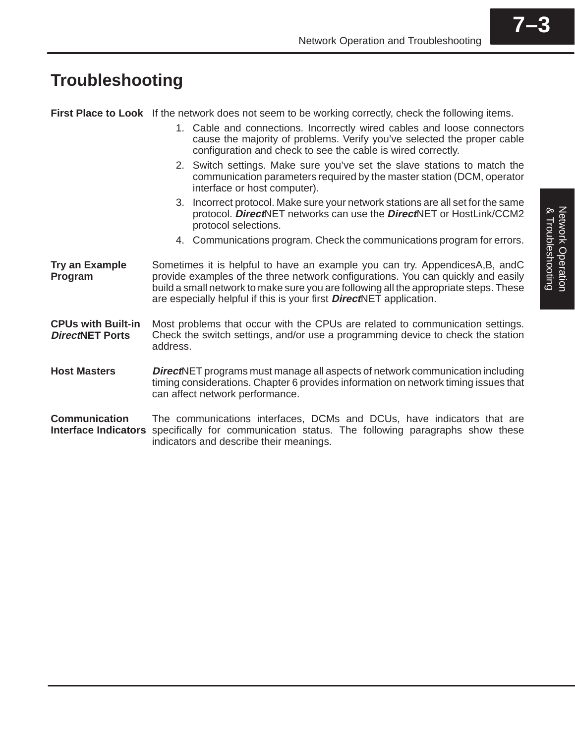## Troubleshooting

**First Place to Look** If the network does not seem to be working correctly, check the following items.

1. Cable and connections. Incorrectly wired cables and loose connectors cause the majority of problems. Verify you've selected the proper cable configuration and check to see the cable is wired correctly.
2. Switch settings. Make sure you've set the slave stations to match the communication parameters required by the master station (DCM, operator interface or host computer).
3. Incorrect protocol. Make sure your network stations are all set for the same protocol. ***Direct***NET networks can use the ***Direct***NET or HostLink/CCM2 protocol selections.
4. Communications program. Check the communications program for errors.

**Try an Example Program** Sometimes it is helpful to have an example you can try. AppendicesA,B, andC provide examples of the three network configurations. You can quickly and easily build a small network to make sure you are following all the appropriate steps. These are especially helpful if this is your first ***Direct***NET application.

**CPUs with Built-in *Direct*NET Ports** Most problems that occur with the CPUs are related to communication settings. Check the switch settings, and/or use a programming device to check the station address.

**Host Masters** ***Direct***NET programs must manage all aspects of network communication including timing considerations. Chapter 6 provides information on network timing issues that can affect network performance.

**Communication Interface Indicators** The communications interfaces, DCMs and DCUs, have indicators that are specifically for communication status. The following paragraphs show these indicators and describe their meanings.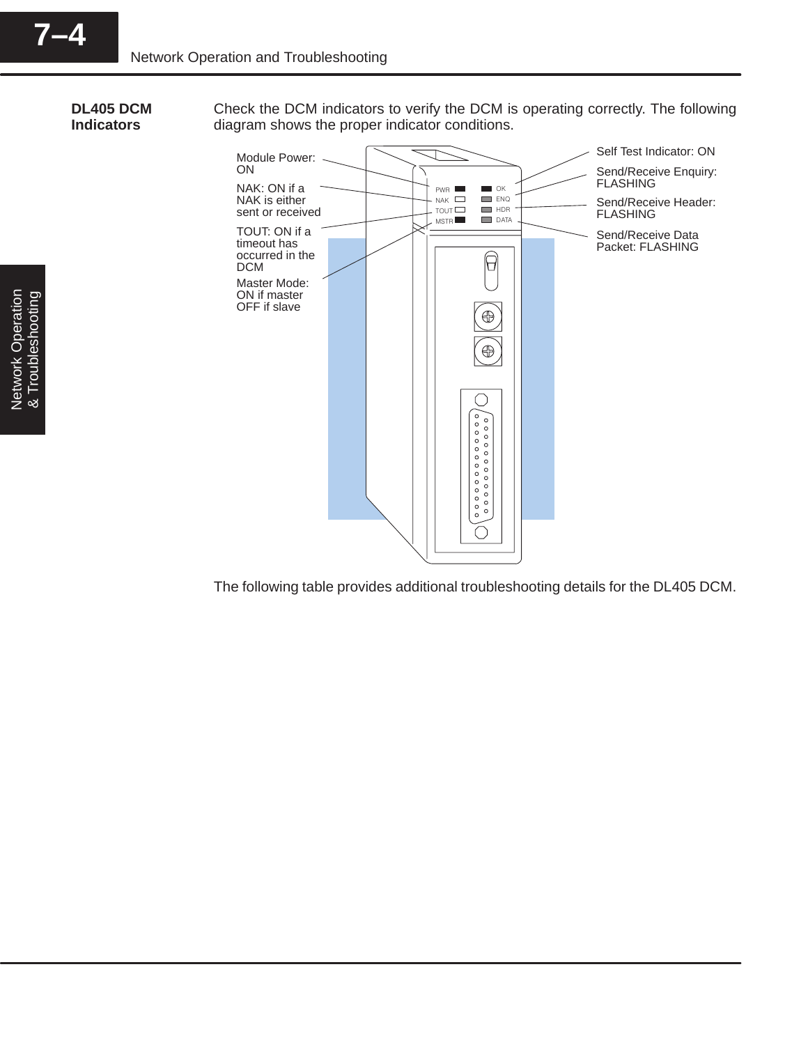## DL405 DCM Indicators

Check the DCM indicators to verify the DCM is operating correctly. The following diagram shows the proper indicator conditions.

Module Power: ON

NAK: ON if a NAK is either sent or received

TOUT: ON if a timeout has occurred in the DCM

Master Mode: ON if master OFF if slave

Self Test Indicator: ON

Send/Receive Enquiry: FLASHING

Send/Receive Header: FLASHING

Send/Receive Data Packet: FLASHING

PWR NAK TOUT MSTR OK ENQ HDR DATA

The following table provides additional troubleshooting details for the DL405 DCM.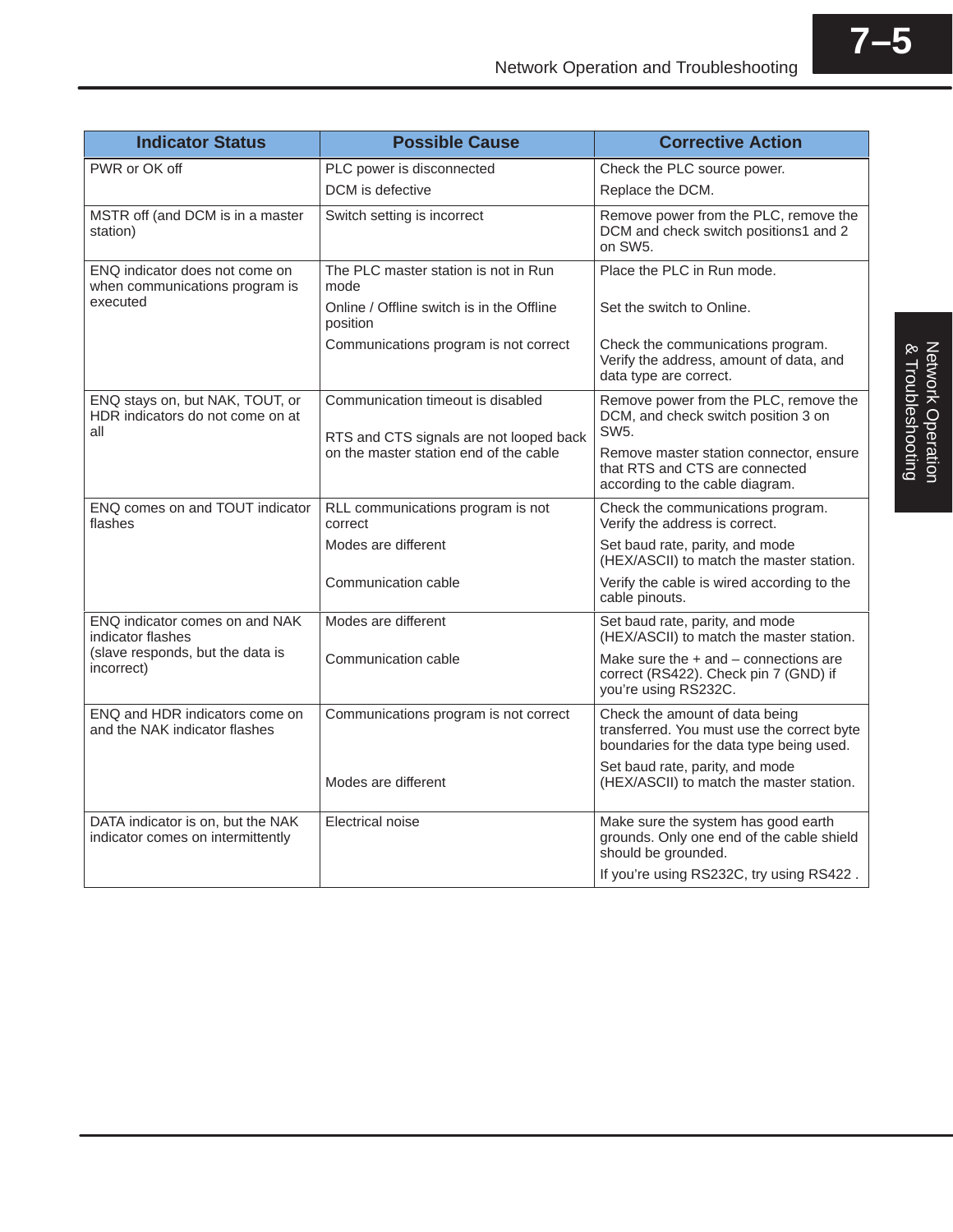| Indicator Status | Possible Cause | Corrective Action |
|---|---|---|
| PWR or OK off | PLC power is disconnected | Check the PLC source power. |
| | DCM is defective | Replace the DCM. |
| MSTR off (and DCM is in a master station) | Switch setting is incorrect | Remove power from the PLC, remove the DCM and check switch positions1 and 2 on SW5. |
| ENQ indicator does not come on when communications program is executed | The PLC master station is not in Run mode | Place the PLC in Run mode. |
| | Online / Offline switch is in the Offline position | Set the switch to Online. |
| | Communications program is not correct | Check the communications program. Verify the address, amount of data, and data type are correct. |
| ENQ stays on, but NAK, TOUT, or HDR indicators do not come on at all | Communication timeout is disabled | Remove power from the PLC, remove the DCM, and check switch position 3 on SW5. |
| | RTS and CTS signals are not looped back on the master station end of the cable | Remove master station connector, ensure that RTS and CTS are connected according to the cable diagram. |
| ENQ comes on and TOUT indicator flashes | RLL communications program is not correct | Check the communications program. Verify the address is correct. |
| | Modes are different | Set baud rate, parity, and mode (HEX/ASCII) to match the master station. |
| | Communication cable | Verify the cable is wired according to the cable pinouts. |
| ENQ indicator comes on and NAK indicator flashes (slave responds, but the data is incorrect) | Modes are different | Set baud rate, parity, and mode (HEX/ASCII) to match the master station. |
| | Communication cable | Make sure the + and – connections are correct (RS422). Check pin 7 (GND) if you're using RS232C. |
| ENQ and HDR indicators come on and the NAK indicator flashes | Communications program is not correct | Check the amount of data being transferred. You must use the correct byte boundaries for the data type being used. |
| | Modes are different | Set baud rate, parity, and mode (HEX/ASCII) to match the master station. |
| DATA indicator is on, but the NAK indicator comes on intermittently | Electrical noise | Make sure the system has good earth grounds. Only one end of the cable shield should be grounded. |
| | | If you're using RS232C, try using RS422 . |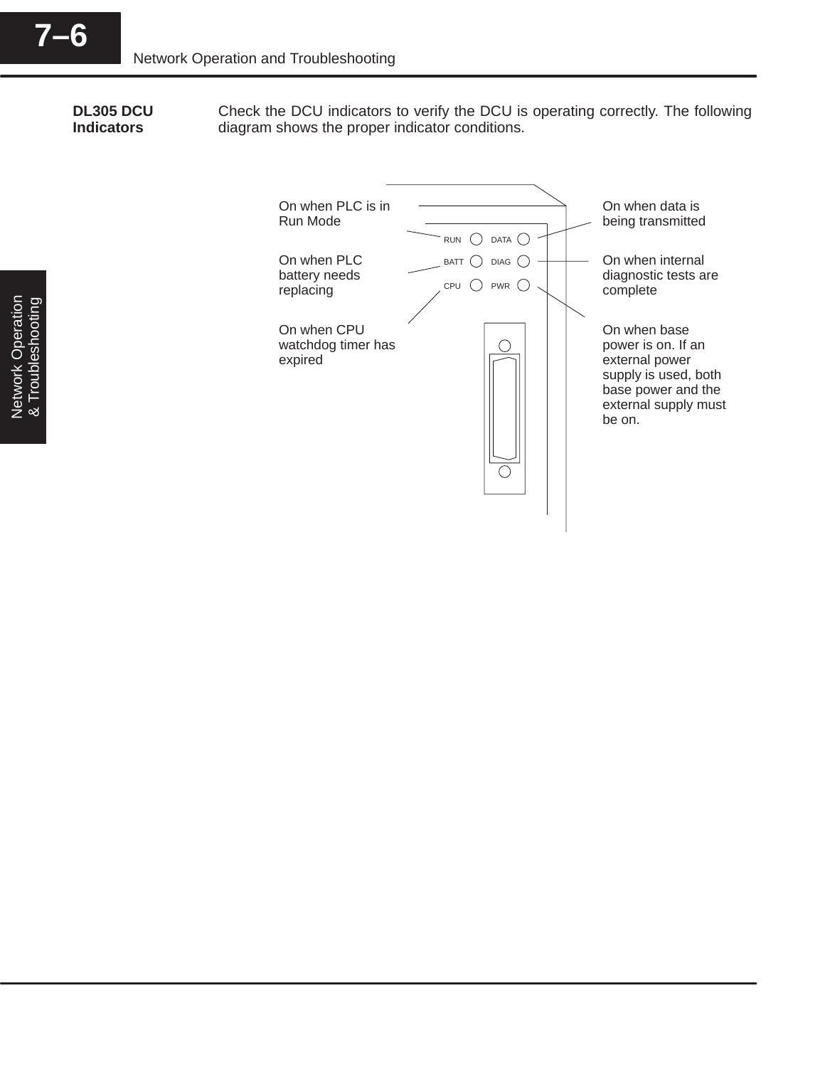**DL305 DCU Indicators**

Check the DCU indicators to verify the DCU is operating correctly. The following diagram shows the proper indicator conditions.

On when PLC is in Run Mode

On when PLC battery needs replacing

On when CPU watchdog timer has expired

RUN DATA

BATT DIAG

CPU PWR

On when data is being transmitted

On when internal diagnostic tests are complete

On when base power is on. If an external power supply is used, both base power and the external supply must be on.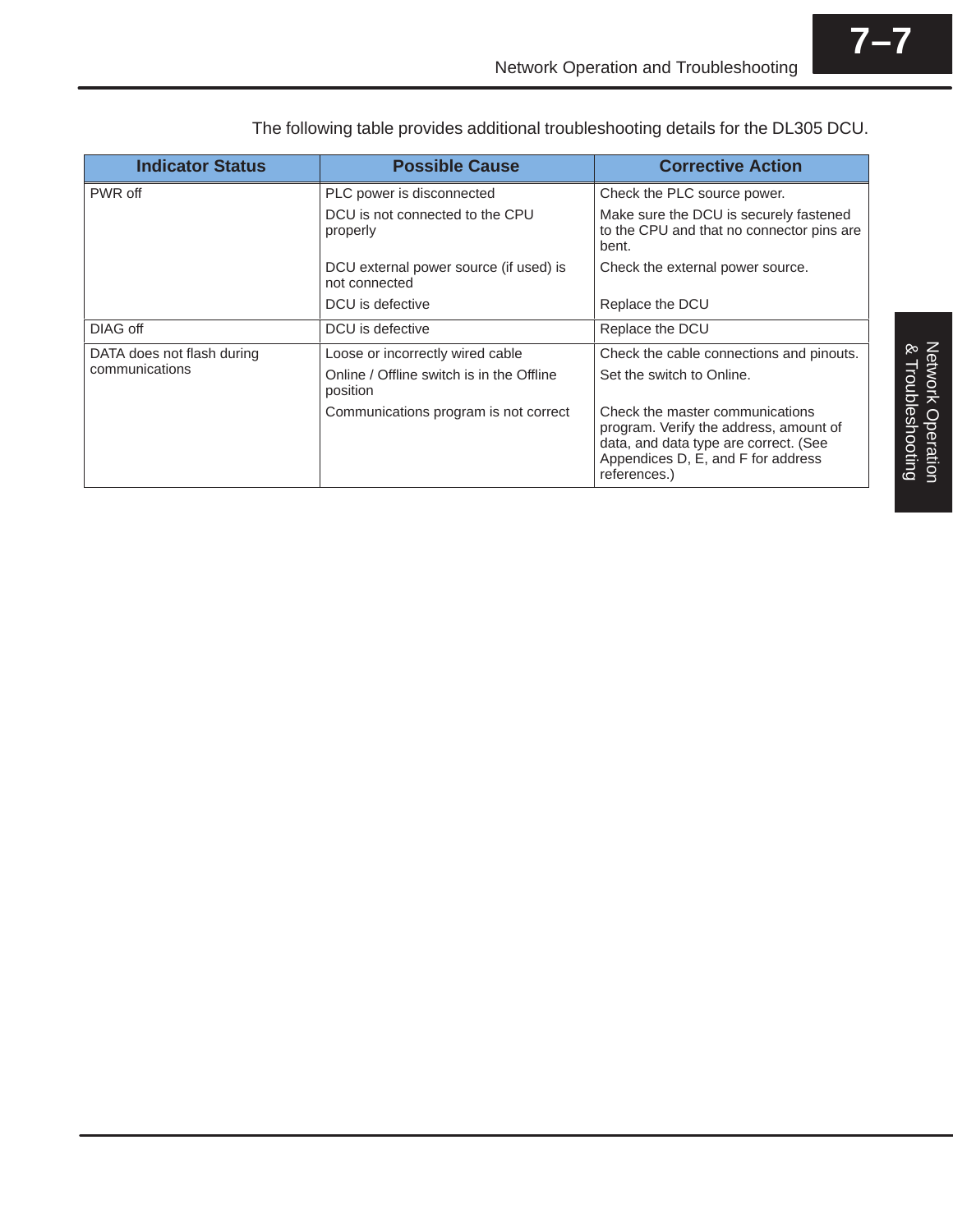The following table provides additional troubleshooting details for the DL305 DCU.

| Indicator Status | Possible Cause | Corrective Action |
|---|---|---|
| PWR off | PLC power is disconnected | Check the PLC source power. |
| | DCU is not connected to the CPU properly | Make sure the DCU is securely fastened to the CPU and that no connector pins are bent. |
| | DCU external power source (if used) is not connected | Check the external power source. |
| | DCU is defective | Replace the DCU |
| DIAG off | DCU is defective | Replace the DCU |
| DATA does not flash during communications | Loose or incorrectly wired cable | Check the cable connections and pinouts. |
| | Online / Offline switch is in the Offline position | Set the switch to Online. |
| | Communications program is not correct | Check the master communications program. Verify the address, amount of data, and data type are correct. (See Appendices D, E, and F for address references.) |